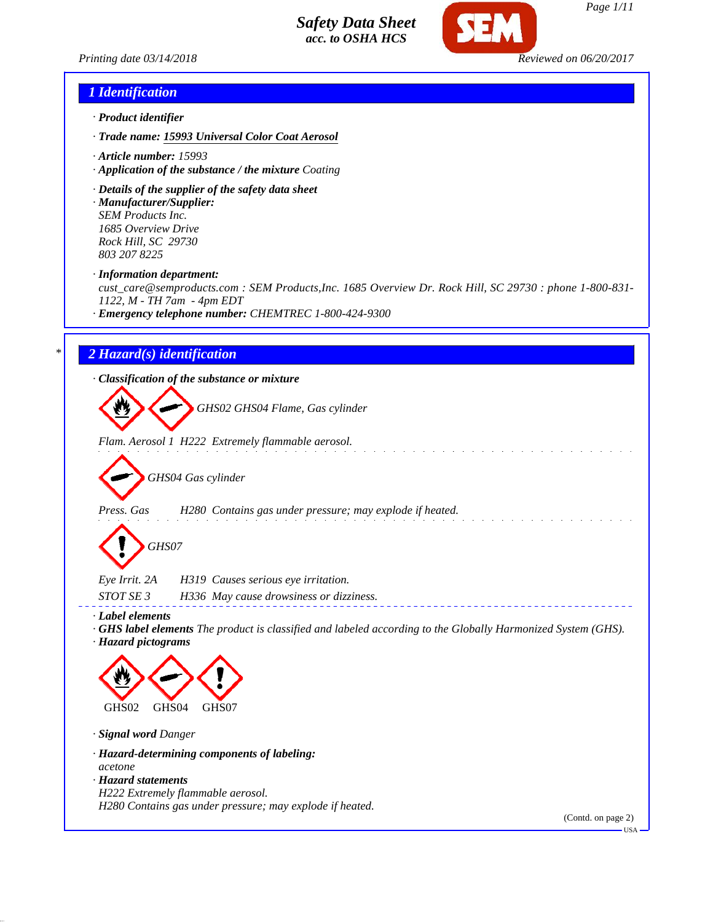# Safety Data Sheet
*acc. to OSHA HCS*

Printing date 03/14/2018 Reviewed on 06/20/2017

## 1 Identification

· **Product identifier**

· **Trade name: 15993 Universal Color Coat Aerosol**

· **Article number:** 15993

· **Application of the substance / the mixture** Coating

· **Details of the supplier of the safety data sheet**

· **Manufacturer/Supplier:**
SEM Products Inc.
1685 Overview Drive
Rock Hill, SC 29730
803 207 8225

· **Information department:**
cust_care@semproducts.com : SEM Products,Inc. 1685 Overview Dr. Rock Hill, SC 29730 : phone 1-800-831-1122, M - TH 7am - 4pm EDT

· **Emergency telephone number:** CHEMTREC 1-800-424-9300

## 2 Hazard(s) identification

· **Classification of the substance or mixture**

GHS02 GHS04 Flame, Gas cylinder

Flam. Aerosol 1 H222 Extremely flammable aerosol.

GHS04 Gas cylinder

Press. Gas H280 Contains gas under pressure; may explode if heated.

GHS07

Eye Irrit. 2A H319 Causes serious eye irritation.

STOT SE 3 H336 May cause drowsiness or dizziness.

· **Label elements**

· **GHS label elements** The product is classified and labeled according to the Globally Harmonized System (GHS).

· **Hazard pictograms**

GHS02 GHS04 GHS07

· **Signal word** Danger

· **Hazard-determining components of labeling:**
acetone

· **Hazard statements**
H222 Extremely flammable aerosol.
H280 Contains gas under pressure; may explode if heated.

(Contd. on page 2)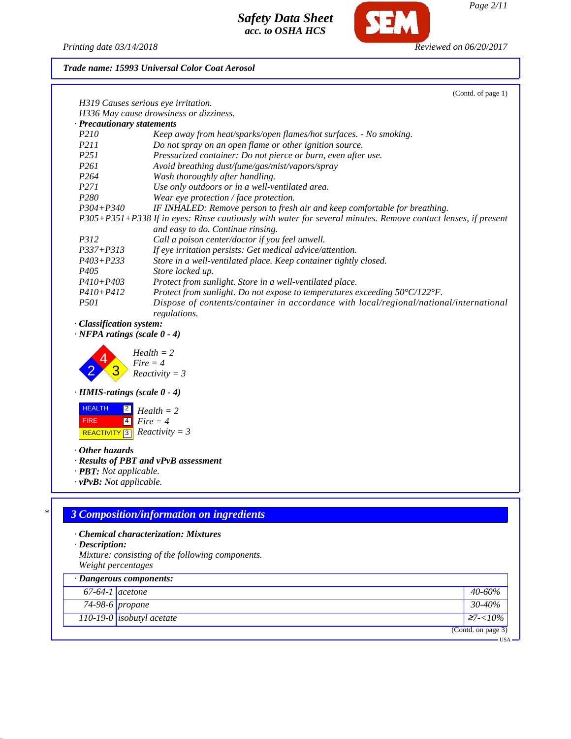**Trade name: 15993 Universal Color Coat Aerosol**

(Contd. of page 1)

H319 Causes serious eye irritation.
H336 May cause drowsiness or dizziness.

· **Precautionary statements**

| | |
|---|---|
| P210 | Keep away from heat/sparks/open flames/hot surfaces. - No smoking. |
| P211 | Do not spray on an open flame or other ignition source. |
| P251 | Pressurized container: Do not pierce or burn, even after use. |
| P261 | Avoid breathing dust/fume/gas/mist/vapors/spray |
| P264 | Wash thoroughly after handling. |
| P271 | Use only outdoors or in a well-ventilated area. |
| P280 | Wear eye protection / face protection. |
| P304+P340 | IF INHALED: Remove person to fresh air and keep comfortable for breathing. |
| P305+P351+P338 | If in eyes: Rinse cautiously with water for several minutes. Remove contact lenses, if present and easy to do. Continue rinsing. |
| P312 | Call a poison center/doctor if you feel unwell. |
| P337+P313 | If eye irritation persists: Get medical advice/attention. |
| P403+P233 | Store in a well-ventilated place. Keep container tightly closed. |
| P405 | Store locked up. |
| P410+P403 | Protect from sunlight. Store in a well-ventilated place. |
| P410+P412 | Protect from sunlight. Do not expose to temperatures exceeding 50°C/122°F. |
| P501 | Dispose of contents/container in accordance with local/regional/national/international regulations. |

· **Classification system:**

· **NFPA ratings (scale 0 - 4)**

Health = 2
Fire = 4
Reactivity = 3

· **HMIS-ratings (scale 0 - 4)**

| | | |
|---|---|---|
| HEALTH | 2 | Health = 2 |
| FIRE | 4 | Fire = 4 |
| REACTIVITY | 3 | Reactivity = 3 |

· **Other hazards**

· **Results of PBT and vPvB assessment**

· **PBT:** Not applicable.

· **vPvB:** Not applicable.

## 3 Composition/information on ingredients

· **Chemical characterization: Mixtures**

· **Description:**

Mixture: consisting of the following components.
Weight percentages

· **Dangerous components:**

| | | |
|---|---|---|
| 67-64-1 | acetone | 40-60% |
| 74-98-6 | propane | 30-40% |
| 110-19-0 | isobutyl acetate | ≥7-<10% |

(Contd. on page 3)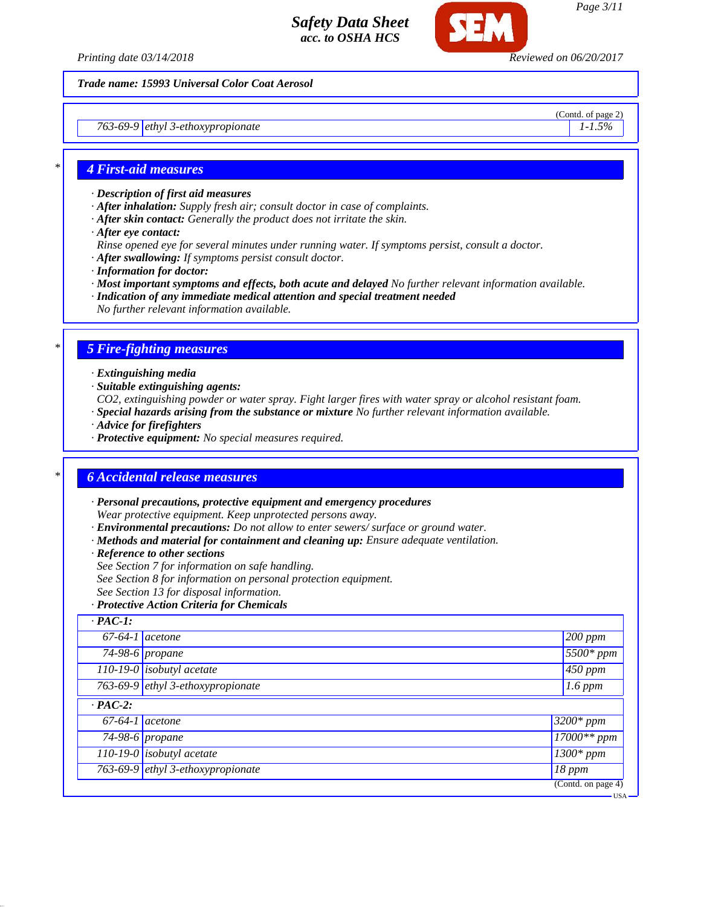Trade name: 15993 Universal Color Coat Aerosol

(Contd. of page 2)

| | | |
|---|---|---|
| 763-69-9 | ethyl 3-ethoxypropionate | 1-1.5% |

## 4 First-aid measures

· **Description of first aid measures**
· **After inhalation:** Supply fresh air; consult doctor in case of complaints.
· **After skin contact:** Generally the product does not irritate the skin.
· **After eye contact:**
Rinse opened eye for several minutes under running water. If symptoms persist, consult a doctor.
· **After swallowing:** If symptoms persist consult doctor.
· **Information for doctor:**
· **Most important symptoms and effects, both acute and delayed** No further relevant information available.
· **Indication of any immediate medical attention and special treatment needed**
No further relevant information available.

## 5 Fire-fighting measures

· **Extinguishing media**
· **Suitable extinguishing agents:**
$CO_2$, extinguishing powder or water spray. Fight larger fires with water spray or alcohol resistant foam.
· **Special hazards arising from the substance or mixture** No further relevant information available.
· **Advice for firefighters**
· **Protective equipment:** No special measures required.

## 6 Accidental release measures

· **Personal precautions, protective equipment and emergency procedures**
Wear protective equipment. Keep unprotected persons away.
· **Environmental precautions:** Do not allow to enter sewers/ surface or ground water.
· **Methods and material for containment and cleaning up:** Ensure adequate ventilation.
· **Reference to other sections**
See Section 7 for information on safe handling.
See Section 8 for information on personal protection equipment.
See Section 13 for disposal information.
· **Protective Action Criteria for Chemicals**

| · **PAC-1:** | | |
|---|---|---|
| 67-64-1 | acetone | 200 ppm |
| 74-98-6 | propane | 5500* ppm |
| 110-19-0 | isobutyl acetate | 450 ppm |
| 763-69-9 | ethyl 3-ethoxypropionate | 1.6 ppm |
| · **PAC-2:** | | |
| 67-64-1 | acetone | 3200* ppm |
| 74-98-6 | propane | 17000** ppm |
| 110-19-0 | isobutyl acetate | 1300* ppm |
| 763-69-9 | ethyl 3-ethoxypropionate | 18 ppm |

(Contd. on page 4)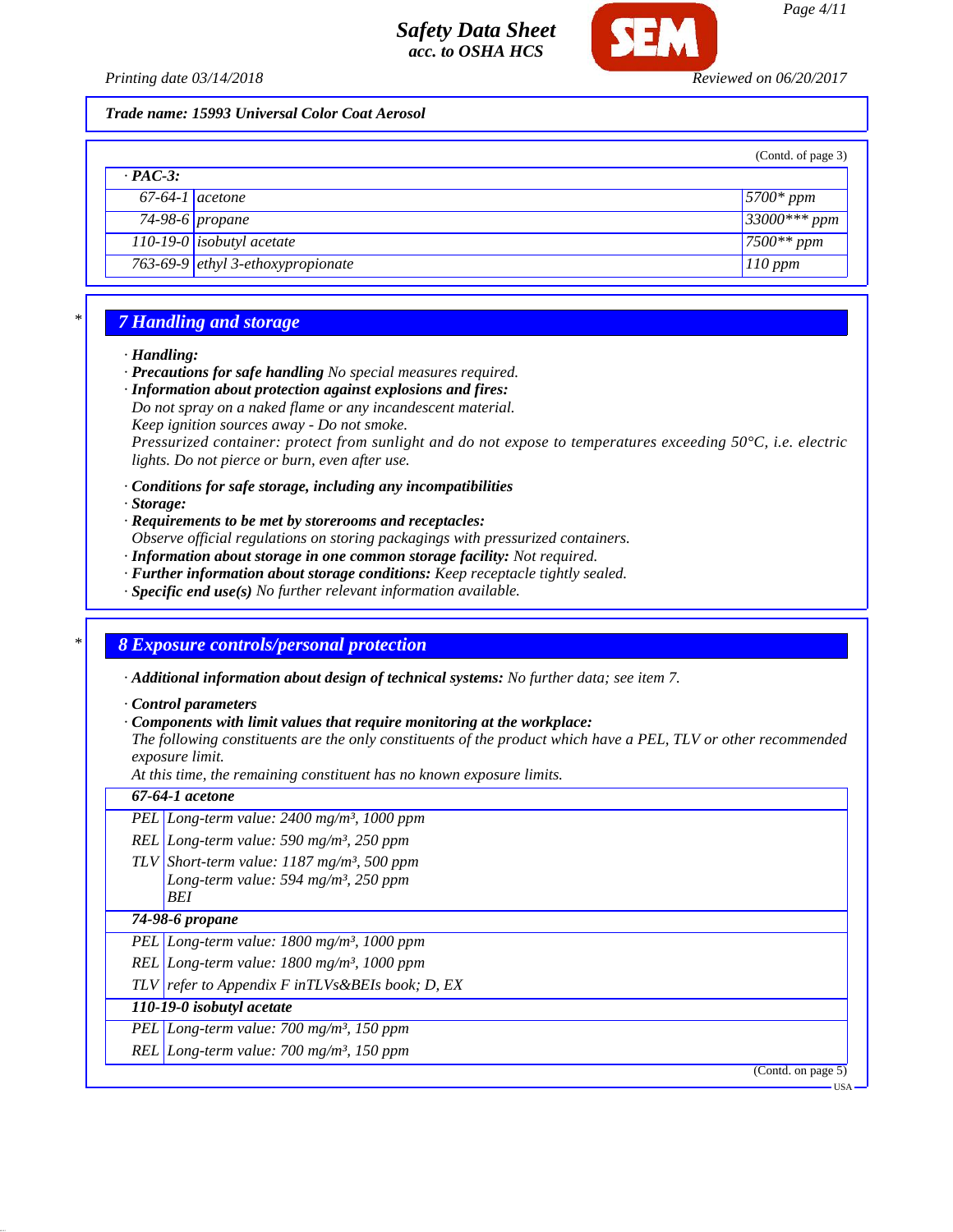**Trade name: 15993 Universal Color Coat Aerosol**

(Contd. of page 3)

| · PAC-3: | | |
|---|---|---|
| 67-64-1 | acetone | 5700* ppm |
| 74-98-6 | propane | 33000*** ppm |
| 110-19-0 | isobutyl acetate | 7500** ppm |
| 763-69-9 | ethyl 3-ethoxypropionate | 110 ppm |

## 7 Handling and storage

· **Handling:**
· **Precautions for safe handling** No special measures required.
· **Information about protection against explosions and fires:**
Do not spray on a naked flame or any incandescent material.
Keep ignition sources away - Do not smoke.
Pressurized container: protect from sunlight and do not expose to temperatures exceeding 50°C, i.e. electric lights. Do not pierce or burn, even after use.

· **Conditions for safe storage, including any incompatibilities**
· **Storage:**
· **Requirements to be met by storerooms and receptacles:**
Observe official regulations on storing packagings with pressurized containers.
· **Information about storage in one common storage facility:** Not required.
· **Further information about storage conditions:** Keep receptacle tightly sealed.
· **Specific end use(s)** No further relevant information available.

## 8 Exposure controls/personal protection

· **Additional information about design of technical systems:** No further data; see item 7.

· **Control parameters**
· **Components with limit values that require monitoring at the workplace:**
The following constituents are the only constituents of the product which have a PEL, TLV or other recommended exposure limit.
At this time, the remaining constituent has no known exposure limits.

| **67-64-1 acetone** | |
|---|---|
| PEL | Long-term value: 2400 mg/m³, 1000 ppm |
| REL | Long-term value: 590 mg/m³, 250 ppm |
| TLV | Short-term value: 1187 mg/m³, 500 ppm<br>Long-term value: 594 mg/m³, 250 ppm<br>BEI |
| **74-98-6 propane** | |
| PEL | Long-term value: 1800 mg/m³, 1000 ppm |
| REL | Long-term value: 1800 mg/m³, 1000 ppm |
| TLV | refer to Appendix F inTLVs&BEIs book; D, EX |
| **110-19-0 isobutyl acetate** | |
| PEL | Long-term value: 700 mg/m³, 150 ppm |
| REL | Long-term value: 700 mg/m³, 150 ppm |

(Contd. on page 5)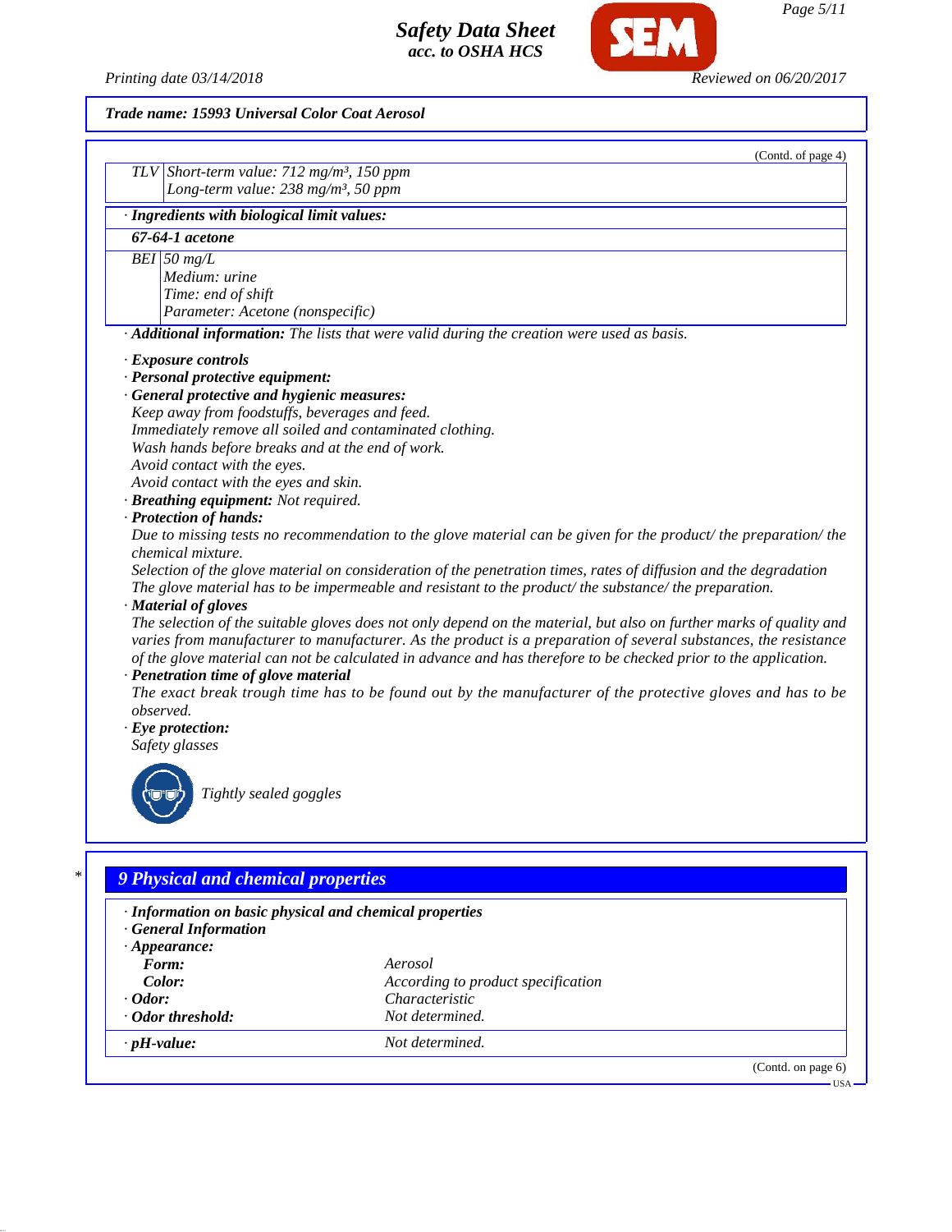Trade name: 15993 Universal Color Coat Aerosol

(Contd. of page 4)

| | |
|---|---|
| TLV | Short-term value: 712 mg/m³, 150 ppm<br>Long-term value: 238 mg/m³, 50 ppm |

· **Ingredients with biological limit values:**

| 67-64-1 acetone | |
|---|---|
| BEI | 50 mg/L<br>Medium: urine<br>Time: end of shift<br>Parameter: Acetone (nonspecific) |

· **Additional information:** The lists that were valid during the creation were used as basis.

· **Exposure controls**
· **Personal protective equipment:**
· **General protective and hygienic measures:**
Keep away from foodstuffs, beverages and feed.
Immediately remove all soiled and contaminated clothing.
Wash hands before breaks and at the end of work.
Avoid contact with the eyes.
Avoid contact with the eyes and skin.
· **Breathing equipment:** Not required.
· **Protection of hands:**
Due to missing tests no recommendation to the glove material can be given for the product/ the preparation/ the chemical mixture.
Selection of the glove material on consideration of the penetration times, rates of diffusion and the degradation
The glove material has to be impermeable and resistant to the product/ the substance/ the preparation.
· **Material of gloves**
The selection of the suitable gloves does not only depend on the material, but also on further marks of quality and varies from manufacturer to manufacturer. As the product is a preparation of several substances, the resistance of the glove material can not be calculated in advance and has therefore to be checked prior to the application.
· **Penetration time of glove material**
The exact break trough time has to be found out by the manufacturer of the protective gloves and has to be observed.
· **Eye protection:**
Safety glasses

Tightly sealed goggles

## 9 Physical and chemical properties

· **Information on basic physical and chemical properties**
· **General Information**
· **Appearance:**

| | |
|---|---|
| **Form:** | Aerosol |
| **Color:** | According to product specification |
| · **Odor:** | Characteristic |
| · **Odor threshold:** | Not determined. |
| · **pH-value:** | Not determined. |

(Contd. on page 6)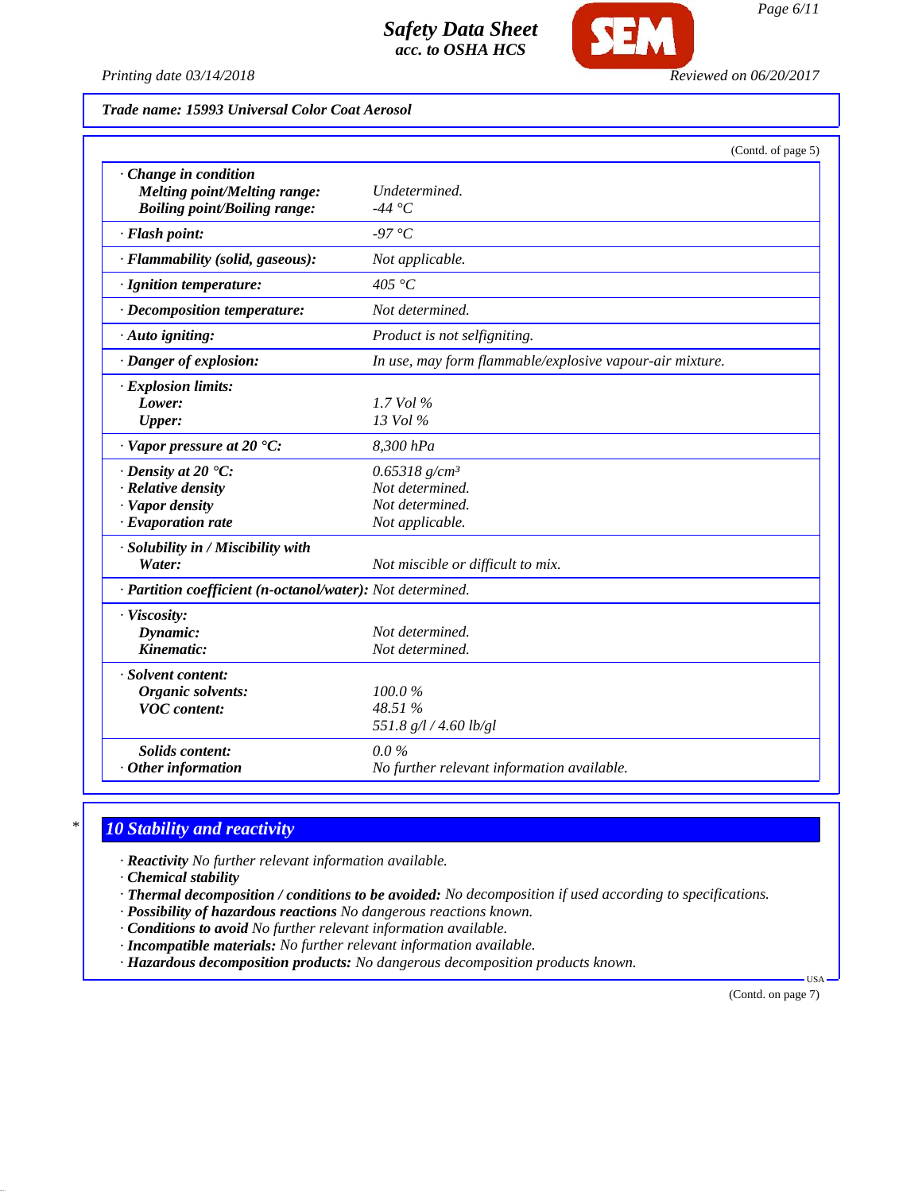Trade name: 15993 Universal Color Coat Aerosol

(Contd. of page 5)

| | |
|---|---|
| · **Change in condition** | |
| **Melting point/Melting range:** | Undetermined. |
| **Boiling point/Boiling range:** | -44 °C |
| · **Flash point:** | -97 °C |
| · **Flammability (solid, gaseous):** | Not applicable. |
| · **Ignition temperature:** | 405 °C |
| · **Decomposition temperature:** | Not determined. |
| · **Auto igniting:** | Product is not selfigniting. |
| · **Danger of explosion:** | In use, may form flammable/explosive vapour-air mixture. |
| · **Explosion limits:** | |
| **Lower:** | 1.7 Vol % |
| **Upper:** | 13 Vol % |
| · **Vapor pressure at 20 °C:** | 8,300 hPa |
| · **Density at 20 °C:** | 0.65318 g/cm³ |
| · **Relative density** | Not determined. |
| · **Vapor density** | Not determined. |
| · **Evaporation rate** | Not applicable. |
| · **Solubility in / Miscibility with** | |
| **Water:** | Not miscible or difficult to mix. |
| · **Partition coefficient (n-octanol/water):** | Not determined. |
| · **Viscosity:** | |
| **Dynamic:** | Not determined. |
| **Kinematic:** | Not determined. |
| · **Solvent content:** | |
| **Organic solvents:** | 100.0 % |
| **VOC content:** | 48.51 % |
| | 551.8 g/l / 4.60 lb/gl |
| **Solids content:** | 0.0 % |
| · **Other information** | No further relevant information available. |

## 10 Stability and reactivity

· **Reactivity** No further relevant information available.
· **Chemical stability**
· **Thermal decomposition / conditions to be avoided:** No decomposition if used according to specifications.
· **Possibility of hazardous reactions** No dangerous reactions known.
· **Conditions to avoid** No further relevant information available.
· **Incompatible materials:** No further relevant information available.
· **Hazardous decomposition products:** No dangerous decomposition products known.

(Contd. on page 7)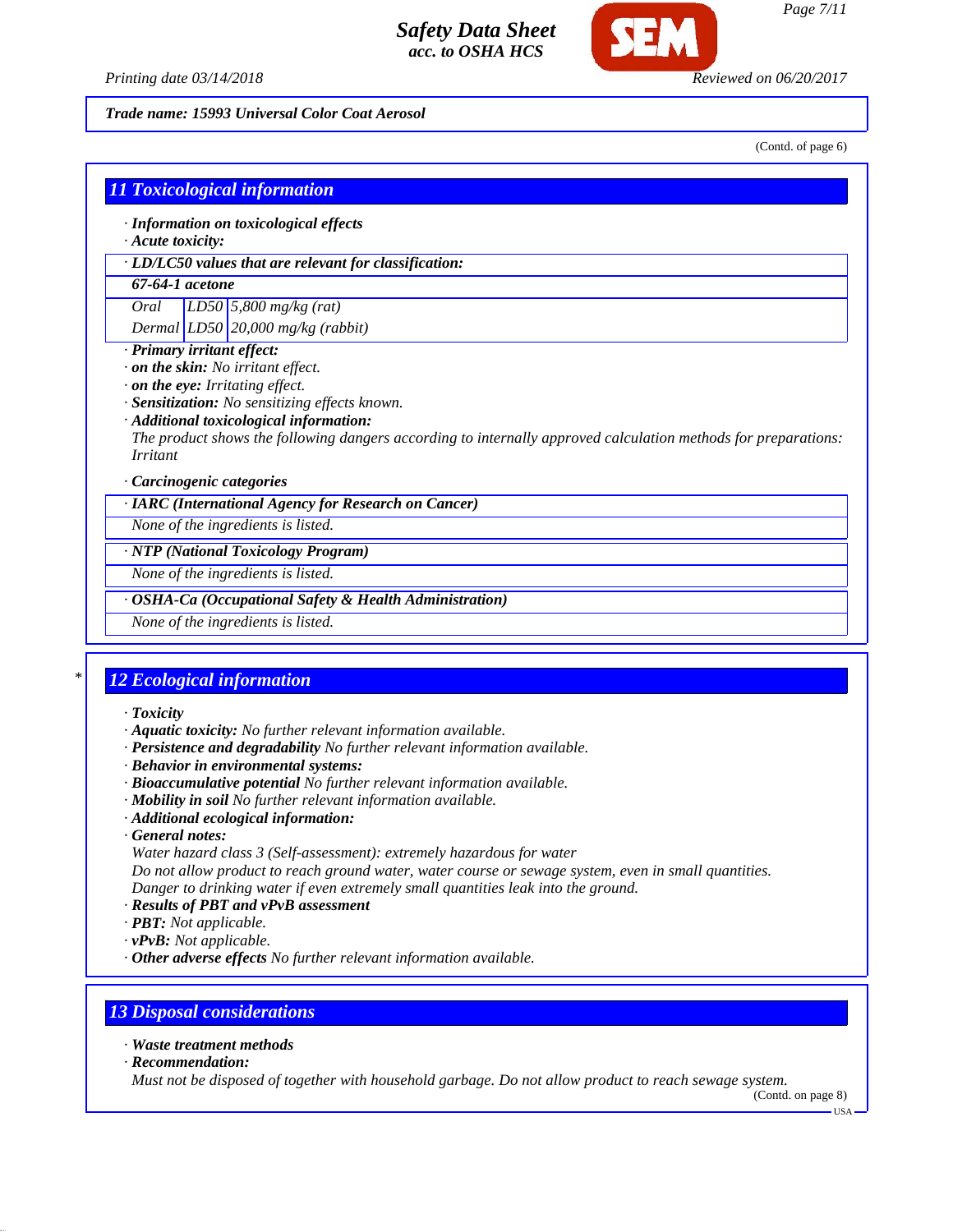*Trade name: 15993 Universal Color Coat Aerosol*

(Contd. of page 6)

## 11 Toxicological information

· **Information on toxicological effects**
· **Acute toxicity:**

| · LD/LC50 values that are relevant for classification: | | |
|---|---|---|
| **67-64-1 acetone** | | |
| Oral | LD50 | 5,800 mg/kg (rat) |
| Dermal | LD50 | 20,000 mg/kg (rabbit) |

· **Primary irritant effect:**
· **on the skin:** No irritant effect.
· **on the eye:** Irritating effect.
· **Sensitization:** No sensitizing effects known.
· **Additional toxicological information:**
The product shows the following dangers according to internally approved calculation methods for preparations: Irritant

· **Carcinogenic categories**

| · IARC (International Agency for Research on Cancer) |
|---|
| None of the ingredients is listed. |

| · NTP (National Toxicology Program) |
|---|
| None of the ingredients is listed. |

| · OSHA-Ca (Occupational Safety & Health Administration) |
|---|
| None of the ingredients is listed. |

## * 12 Ecological information

· **Toxicity**
· **Aquatic toxicity:** No further relevant information available.
· **Persistence and degradability** No further relevant information available.
· **Behavior in environmental systems:**
· **Bioaccumulative potential** No further relevant information available.
· **Mobility in soil** No further relevant information available.
· **Additional ecological information:**
· **General notes:**
Water hazard class 3 (Self-assessment): extremely hazardous for water
Do not allow product to reach ground water, water course or sewage system, even in small quantities.
Danger to drinking water if even extremely small quantities leak into the ground.
· **Results of PBT and vPvB assessment**
· **PBT:** Not applicable.
· **vPvB:** Not applicable.
· **Other adverse effects** No further relevant information available.

## 13 Disposal considerations

· **Waste treatment methods**
· **Recommendation:**
Must not be disposed of together with household garbage. Do not allow product to reach sewage system.

(Contd. on page 8)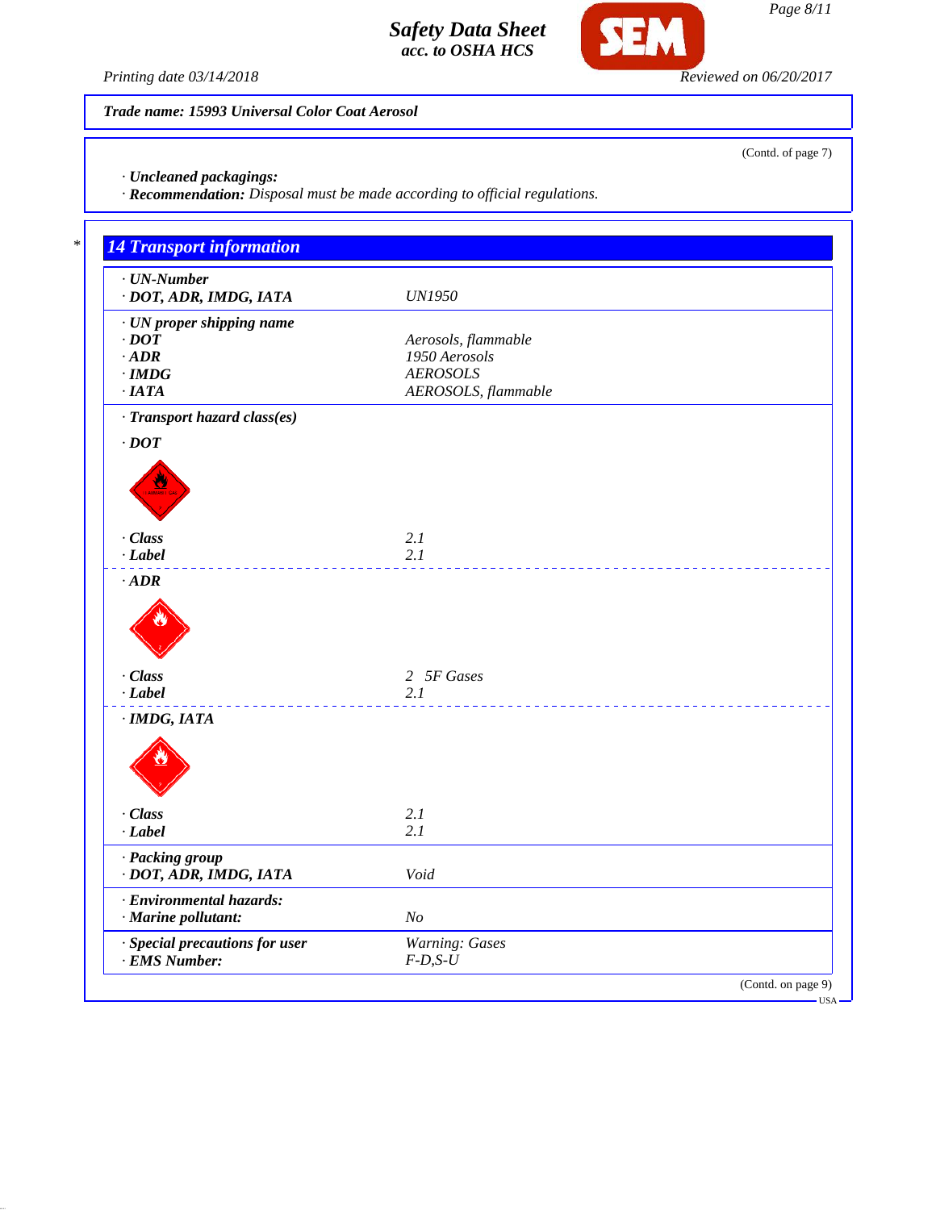Trade name: 15993 Universal Color Coat Aerosol

(Contd. of page 7)

· **Uncleaned packagings:**
· **Recommendation:** Disposal must be made according to official regulations.

## 14 Transport information

| | |
|---|---|
| · **UN-Number** | |
| · **DOT, ADR, IMDG, IATA** | UN1950 |
| · **UN proper shipping name** | |
| · **DOT** | Aerosols, flammable |
| · **ADR** | 1950 Aerosols |
| · **IMDG** | AEROSOLS |
| · **IATA** | AEROSOLS, flammable |
| · **Transport hazard class(es)** | |
| · **DOT** | |
| · **Class** | 2.1 |
| · **Label** | 2.1 |
| · **ADR** | |
| · **Class** | 2 5F Gases |
| · **Label** | 2.1 |
| · **IMDG, IATA** | |
| · **Class** | 2.1 |
| · **Label** | 2.1 |
| · **Packing group** | |
| · **DOT, ADR, IMDG, IATA** | Void |
| · **Environmental hazards:** | |
| · **Marine pollutant:** | No |
| · **Special precautions for user** | Warning: Gases |
| · **EMS Number:** | F-D,S-U |

(Contd. on page 9)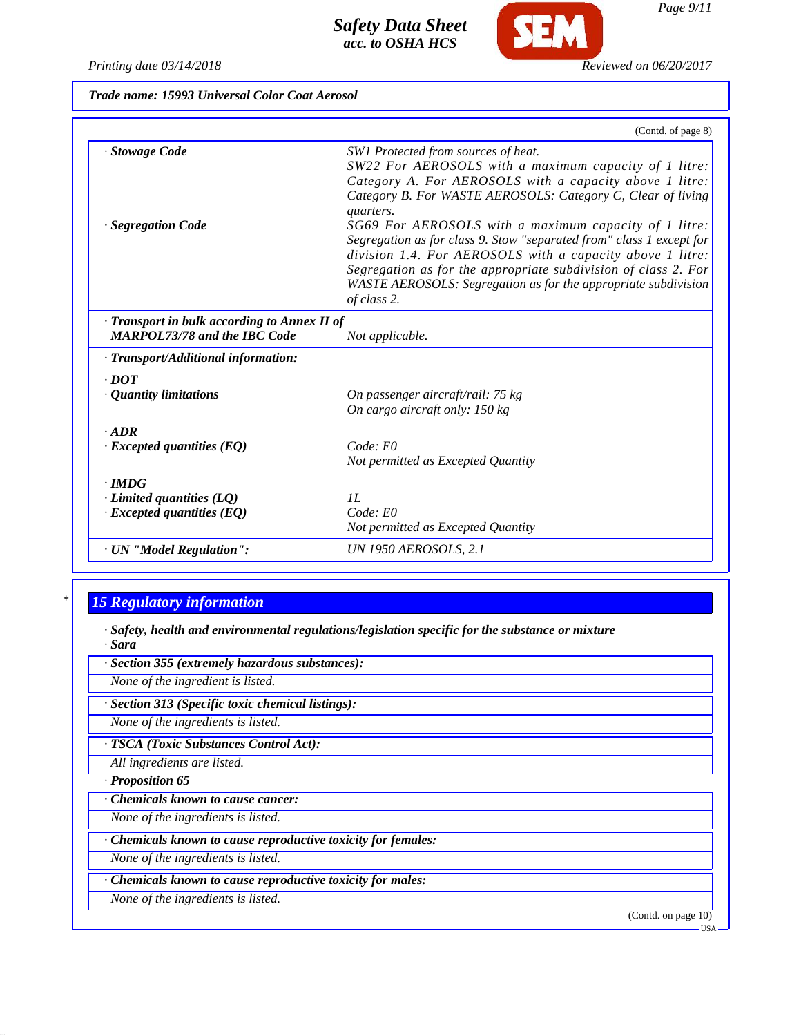**Trade name: 15993 Universal Color Coat Aerosol**

(Contd. of page 8)

| | |
|---|---|
| · **Stowage Code** | SW1 Protected from sources of heat. SW22 For AEROSOLS with a maximum capacity of 1 litre: Category A. For AEROSOLS with a capacity above 1 litre: Category B. For WASTE AEROSOLS: Category C, Clear of living quarters. |
| · **Segregation Code** | SG69 For AEROSOLS with a maximum capacity of 1 litre: Segregation as for class 9. Stow "separated from" class 1 except for division 1.4. For AEROSOLS with a capacity above 1 litre: Segregation as for the appropriate subdivision of class 2. For WASTE AEROSOLS: Segregation as for the appropriate subdivision of class 2. |
| · **Transport in bulk according to Annex II of MARPOL73/78 and the IBC Code** | Not applicable. |
| · **Transport/Additional information:** | |
| · **DOT** | |
| · **Quantity limitations** | On passenger aircraft/rail: 75 kg<br>On cargo aircraft only: 150 kg |
| · **ADR** | |
| · **Excepted quantities (EQ)** | Code: E0<br>Not permitted as Excepted Quantity |
| · **IMDG** | |
| · **Limited quantities (LQ)** | 1L |
| · **Excepted quantities (EQ)** | Code: E0<br>Not permitted as Excepted Quantity |
| · **UN "Model Regulation":** | UN 1950 AEROSOLS, 2.1 |

## 15 Regulatory information

· **Safety, health and environmental regulations/legislation specific for the substance or mixture**

· **Sara**

· **Section 355 (extremely hazardous substances):**

None of the ingredient is listed.

· **Section 313 (Specific toxic chemical listings):**

None of the ingredients is listed.

· **TSCA (Toxic Substances Control Act):**

All ingredients are listed.

· **Proposition 65**

· **Chemicals known to cause cancer:**

None of the ingredients is listed.

· **Chemicals known to cause reproductive toxicity for females:**

None of the ingredients is listed.

· **Chemicals known to cause reproductive toxicity for males:**

None of the ingredients is listed.

(Contd. on page 10)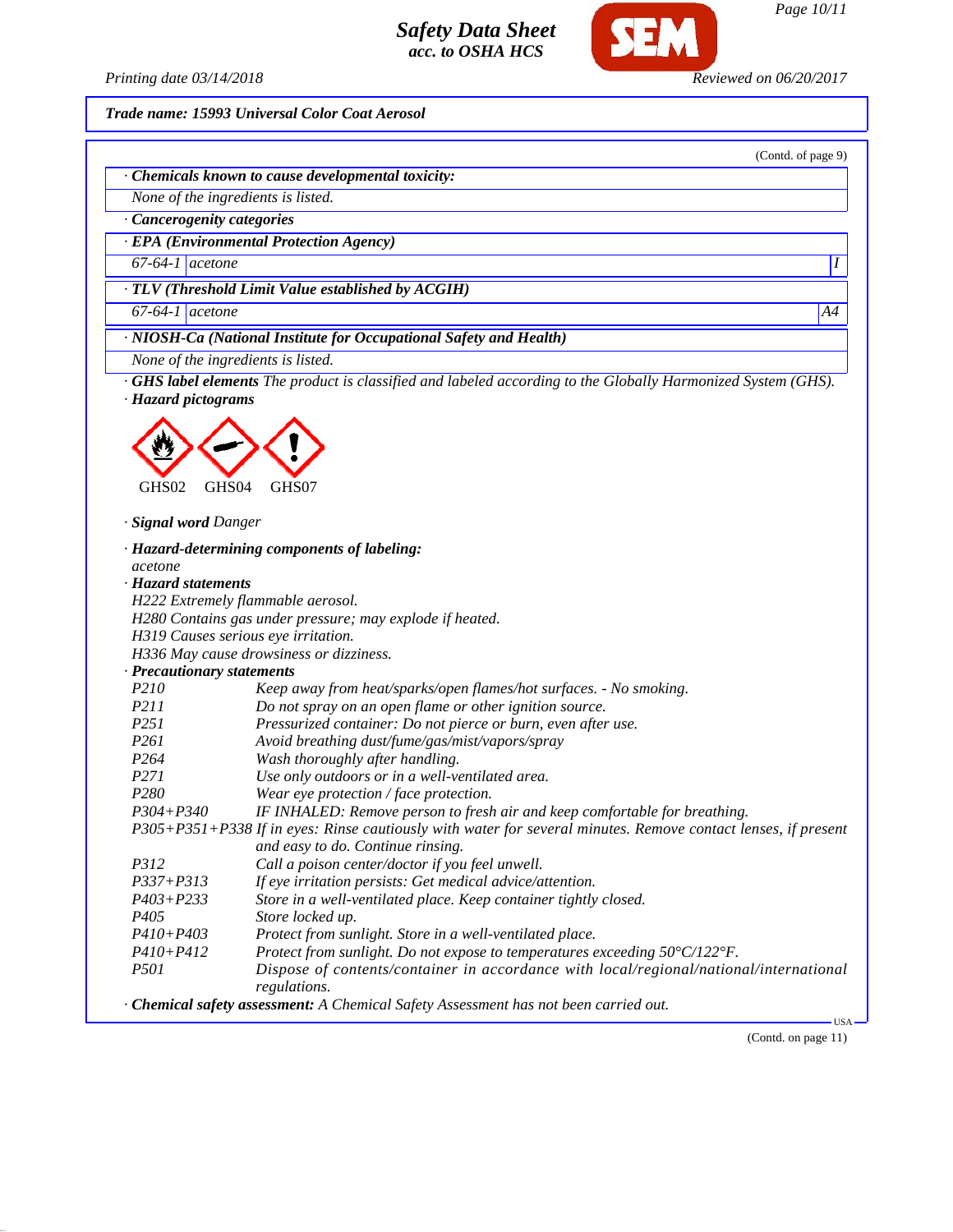**Trade name: 15993 Universal Color Coat Aerosol**

(Contd. of page 9)

· **Chemicals known to cause developmental toxicity:**

None of the ingredients is listed.

· **Cancerogenity categories**

· **EPA (Environmental Protection Agency)**

| | | |
|---|---|---|
| 67-64-1 | acetone | I |

· **TLV (Threshold Limit Value established by ACGIH)**

| | | |
|---|---|---|
| 67-64-1 | acetone | A4 |

· **NIOSH-Ca (National Institute for Occupational Safety and Health)**

None of the ingredients is listed.

· **GHS label elements** The product is classified and labeled according to the Globally Harmonized System (GHS).

· **Hazard pictograms**

GHS02 GHS04 GHS07

· **Signal word** Danger

· **Hazard-determining components of labeling:**

acetone

· **Hazard statements**

H222 Extremely flammable aerosol.
H280 Contains gas under pressure; may explode if heated.
H319 Causes serious eye irritation.
H336 May cause drowsiness or dizziness.

· **Precautionary statements**

| | |
|---|---|
| P210 | Keep away from heat/sparks/open flames/hot surfaces. - No smoking. |
| P211 | Do not spray on an open flame or other ignition source. |
| P251 | Pressurized container: Do not pierce or burn, even after use. |
| P261 | Avoid breathing dust/fume/gas/mist/vapors/spray |
| P264 | Wash thoroughly after handling. |
| P271 | Use only outdoors or in a well-ventilated area. |
| P280 | Wear eye protection / face protection. |
| P304+P340 | IF INHALED: Remove person to fresh air and keep comfortable for breathing. |
| P305+P351+P338 | If in eyes: Rinse cautiously with water for several minutes. Remove contact lenses, if present and easy to do. Continue rinsing. |
| P312 | Call a poison center/doctor if you feel unwell. |
| P337+P313 | If eye irritation persists: Get medical advice/attention. |
| P403+P233 | Store in a well-ventilated place. Keep container tightly closed. |
| P405 | Store locked up. |
| P410+P403 | Protect from sunlight. Store in a well-ventilated place. |
| P410+P412 | Protect from sunlight. Do not expose to temperatures exceeding 50°C/122°F. |
| P501 | Dispose of contents/container in accordance with local/regional/national/international regulations. |

· **Chemical safety assessment:** A Chemical Safety Assessment has not been carried out.

(Contd. on page 11)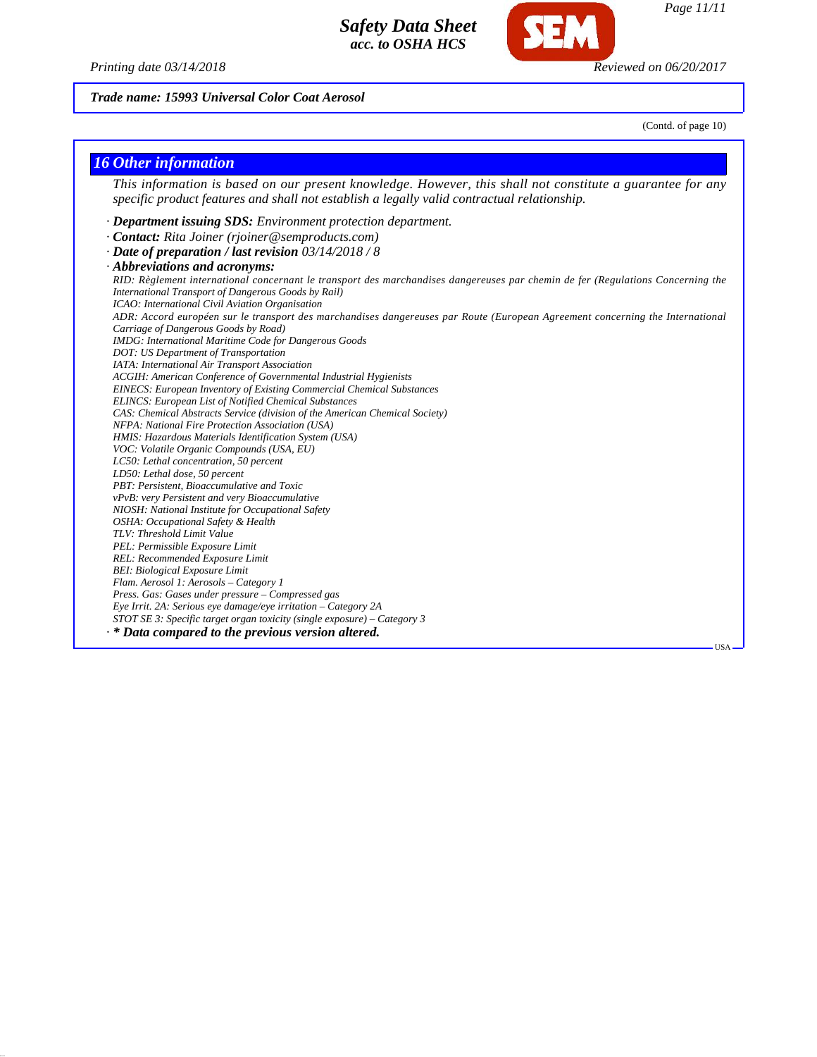**Trade name: 15993 Universal Color Coat Aerosol**

(Contd. of page 10)

## 16 Other information

*This information is based on our present knowledge. However, this shall not constitute a guarantee for any specific product features and shall not establish a legally valid contractual relationship.*

· **Department issuing SDS:** Environment protection department.
· **Contact:** Rita Joiner (rjoiner@semproducts.com)
· **Date of preparation / last revision** 03/14/2018 / 8
· **Abbreviations and acronyms:**
RID: Règlement international concernant le transport des marchandises dangereuses par chemin de fer (Regulations Concerning the International Transport of Dangerous Goods by Rail)
ICAO: International Civil Aviation Organisation
ADR: Accord européen sur le transport des marchandises dangereuses par Route (European Agreement concerning the International Carriage of Dangerous Goods by Road)
IMDG: International Maritime Code for Dangerous Goods
DOT: US Department of Transportation
IATA: International Air Transport Association
ACGIH: American Conference of Governmental Industrial Hygienists
EINECS: European Inventory of Existing Commercial Chemical Substances
ELINCS: European List of Notified Chemical Substances
CAS: Chemical Abstracts Service (division of the American Chemical Society)
NFPA: National Fire Protection Association (USA)
HMIS: Hazardous Materials Identification System (USA)
VOC: Volatile Organic Compounds (USA, EU)
LC50: Lethal concentration, 50 percent
LD50: Lethal dose, 50 percent
PBT: Persistent, Bioaccumulative and Toxic
vPvB: very Persistent and very Bioaccumulative
NIOSH: National Institute for Occupational Safety
OSHA: Occupational Safety & Health
TLV: Threshold Limit Value
PEL: Permissible Exposure Limit
REL: Recommended Exposure Limit
BEI: Biological Exposure Limit
Flam. Aerosol 1: Aerosols – Category 1
Press. Gas: Gases under pressure – Compressed gas
Eye Irrit. 2A: Serious eye damage/eye irritation – Category 2A
STOT SE 3: Specific target organ toxicity (single exposure) – Category 3
· *** Data compared to the previous version altered.**

USA